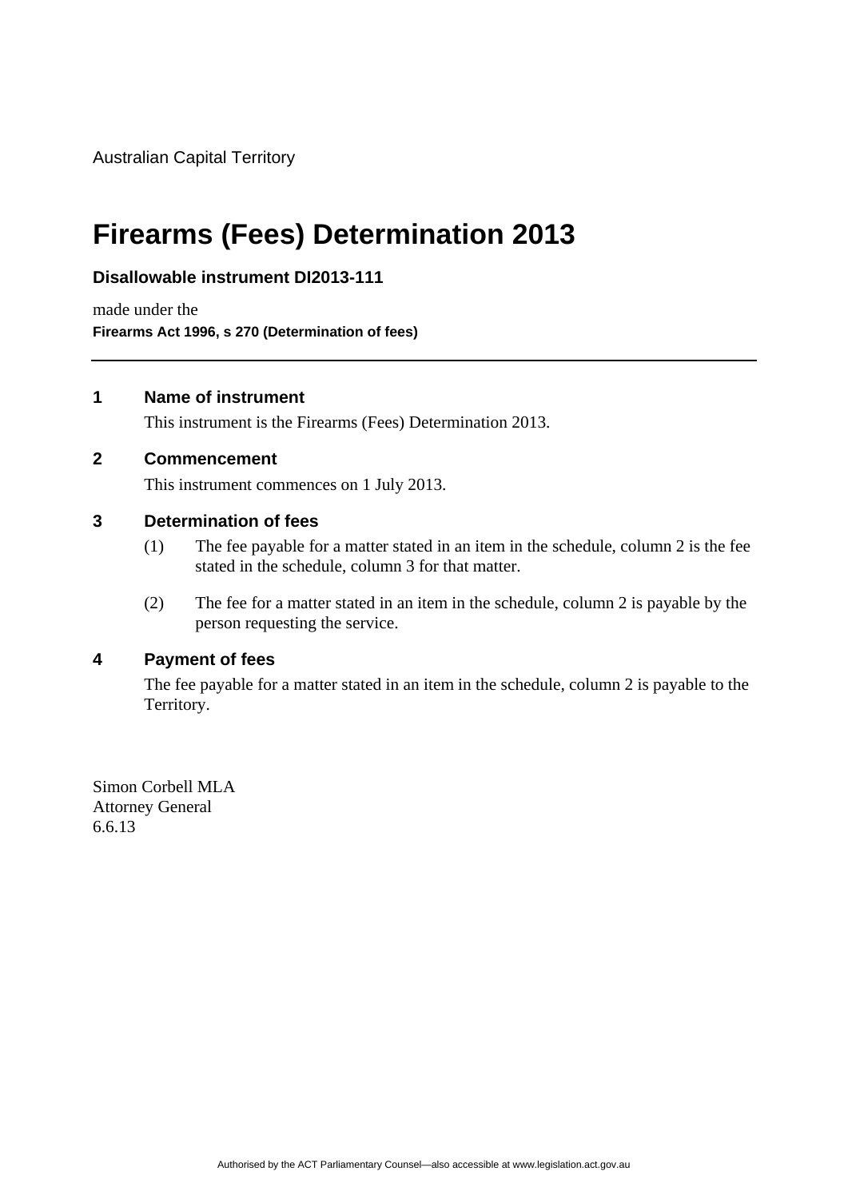Australian Capital Territory

# Firearms (Fees) Determination 2013

**Disallowable instrument DI2013-111**

made under the

**Firearms Act 1996, s 270 (Determination of fees)**

---

## 1 Name of instrument

This instrument is the Firearms (Fees) Determination 2013.

## 2 Commencement

This instrument commences on 1 July 2013.

## 3 Determination of fees

(1) The fee payable for a matter stated in an item in the schedule, column 2 is the fee stated in the schedule, column 3 for that matter.

(2) The fee for a matter stated in an item in the schedule, column 2 is payable by the person requesting the service.

## 4 Payment of fees

The fee payable for a matter stated in an item in the schedule, column 2 is payable to the Territory.

Simon Corbell MLA
Attorney General
6.6.13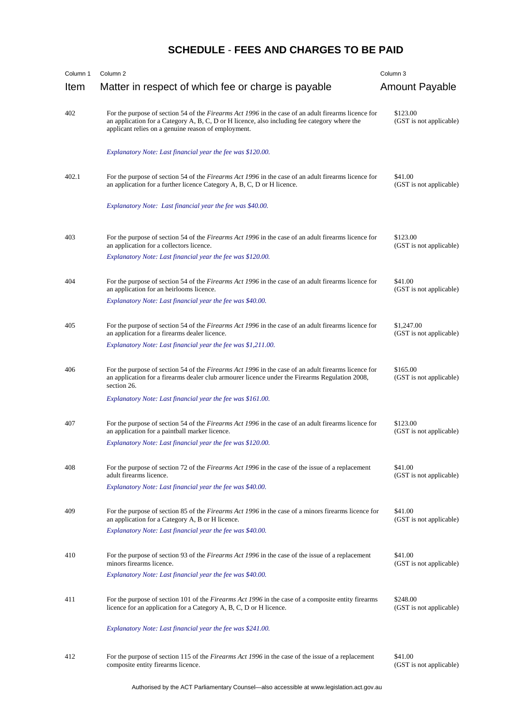## SCHEDULE - FEES AND CHARGES TO BE PAID

| Column 1<br>Item | Column 2<br>Matter in respect of which fee or charge is payable | Column 3<br>Amount Payable |
|---|---|---|
| 402 | For the purpose of section 54 of the *Firearms Act 1996* in the case of an adult firearms licence for an application for a Category A, B, C, D or H licence, also including fee category where the applicant relies on a genuine reason of employment.<br><br>*Explanatory Note: Last financial year the fee was $120.00.* | $123.00<br>(GST is not applicable) |
| 402.1 | For the purpose of section 54 of the *Firearms Act 1996* in the case of an adult firearms licence for an application for a further licence Category A, B, C, D or H licence.<br><br>*Explanatory Note: Last financial year the fee was $40.00.* | $41.00<br>(GST is not applicable) |
| 403 | For the purpose of section 54 of the *Firearms Act 1996* in the case of an adult firearms licence for an application for a collectors licence.<br>*Explanatory Note: Last financial year the fee was $120.00.* | $123.00<br>(GST is not applicable) |
| 404 | For the purpose of section 54 of the *Firearms Act 1996* in the case of an adult firearms licence for an application for an heirlooms licence.<br>*Explanatory Note: Last financial year the fee was $40.00.* | $41.00<br>(GST is not applicable) |
| 405 | For the purpose of section 54 of the *Firearms Act 1996* in the case of an adult firearms licence for an application for a firearms dealer licence.<br>*Explanatory Note: Last financial year the fee was $1,211.00.* | $1,247.00<br>(GST is not applicable) |
| 406 | For the purpose of section 54 of the *Firearms Act 1996* in the case of an adult firearms licence for an application for a firearms dealer club armourer licence under the Firearms Regulation 2008, section 26.<br>*Explanatory Note: Last financial year the fee was $161.00.* | $165.00<br>(GST is not applicable) |
| 407 | For the purpose of section 54 of the *Firearms Act 1996* in the case of an adult firearms licence for an application for a paintball marker licence.<br>*Explanatory Note: Last financial year the fee was $120.00.* | $123.00<br>(GST is not applicable) |
| 408 | For the purpose of section 72 of the *Firearms Act 1996* in the case of the issue of a replacement adult firearms licence.<br>*Explanatory Note: Last financial year the fee was $40.00.* | $41.00<br>(GST is not applicable) |
| 409 | For the purpose of section 85 of the *Firearms Act 1996* in the case of a minors firearms licence for an application for a Category A, B or H licence.<br>*Explanatory Note: Last financial year the fee was $40.00.* | $41.00<br>(GST is not applicable) |
| 410 | For the purpose of section 93 of the *Firearms Act 1996* in the case of the issue of a replacement minors firearms licence.<br>*Explanatory Note: Last financial year the fee was $40.00.* | $41.00<br>(GST is not applicable) |
| 411 | For the purpose of section 101 of the *Firearms Act 1996* in the case of a composite entity firearms licence for an application for a Category A, B, C, D or H licence.<br><br>*Explanatory Note: Last financial year the fee was $241.00.* | $248.00<br>(GST is not applicable) |
| 412 | For the purpose of section 115 of the *Firearms Act 1996* in the case of the issue of a replacement composite entity firearms licence. | $41.00<br>(GST is not applicable) |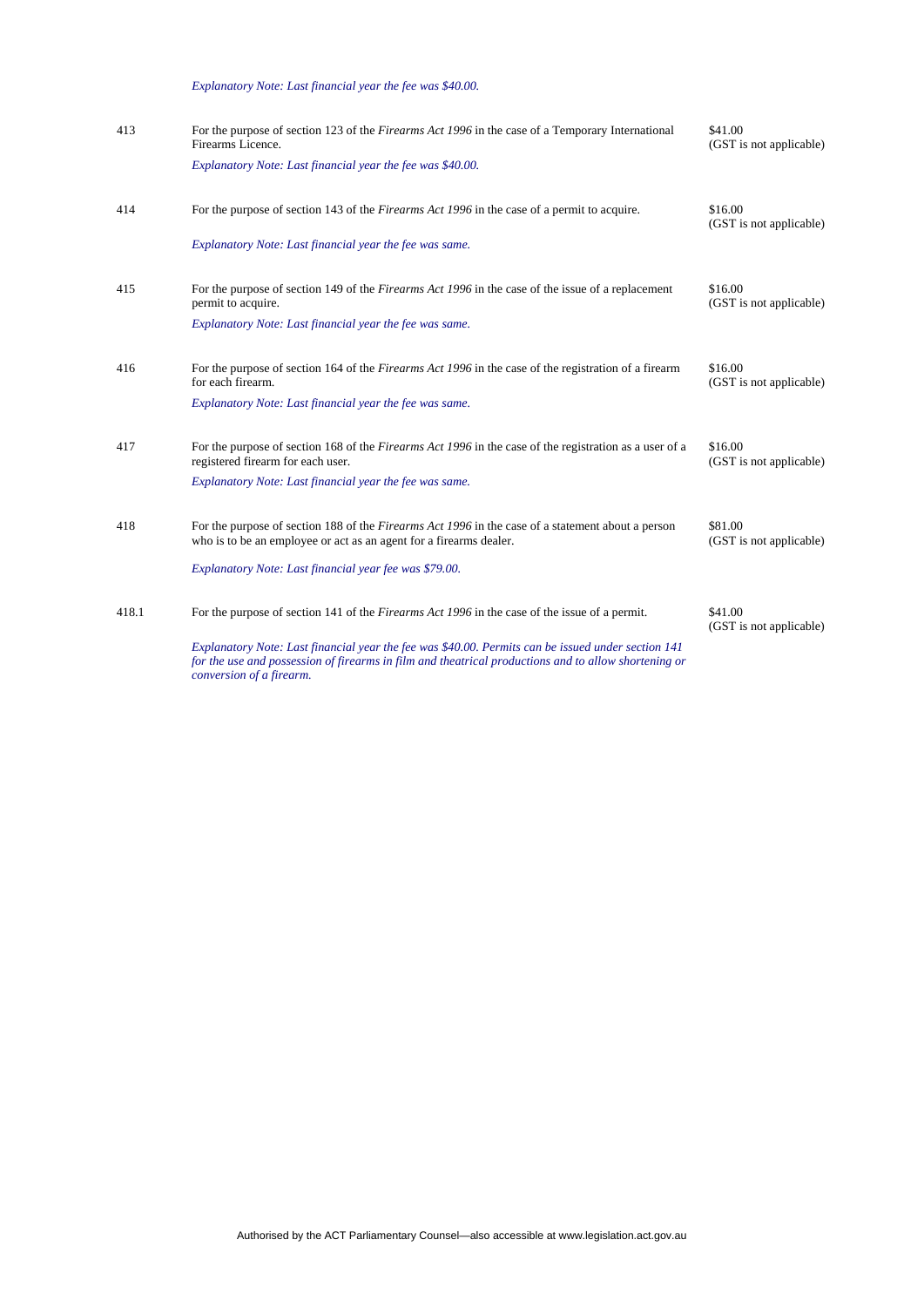*Explanatory Note: Last financial year the fee was $40.00.*

| | | |
|---|---|---|
| 413 | For the purpose of section 123 of the *Firearms Act 1996* in the case of a Temporary International Firearms Licence.<br><br>*Explanatory Note: Last financial year the fee was $40.00.* | $41.00<br>(GST is not applicable) |
| 414 | For the purpose of section 143 of the *Firearms Act 1996* in the case of a permit to acquire.<br><br>*Explanatory Note: Last financial year the fee was same.* | $16.00<br>(GST is not applicable) |
| 415 | For the purpose of section 149 of the *Firearms Act 1996* in the case of the issue of a replacement permit to acquire.<br><br>*Explanatory Note: Last financial year the fee was same.* | $16.00<br>(GST is not applicable) |
| 416 | For the purpose of section 164 of the *Firearms Act 1996* in the case of the registration of a firearm for each firearm.<br><br>*Explanatory Note: Last financial year the fee was same.* | $16.00<br>(GST is not applicable) |
| 417 | For the purpose of section 168 of the *Firearms Act 1996* in the case of the registration as a user of a registered firearm for each user.<br><br>*Explanatory Note: Last financial year the fee was same.* | $16.00<br>(GST is not applicable) |
| 418 | For the purpose of section 188 of the *Firearms Act 1996* in the case of a statement about a person who is to be an employee or act as an agent for a firearms dealer.<br><br>*Explanatory Note: Last financial year fee was $79.00.* | $81.00<br>(GST is not applicable) |
| 418.1 | For the purpose of section 141 of the *Firearms Act 1996* in the case of the issue of a permit.<br><br>*Explanatory Note: Last financial year the fee was $40.00. Permits can be issued under section 141 for the use and possession of firearms in film and theatrical productions and to allow shortening or conversion of a firearm.* | $41.00<br>(GST is not applicable) |